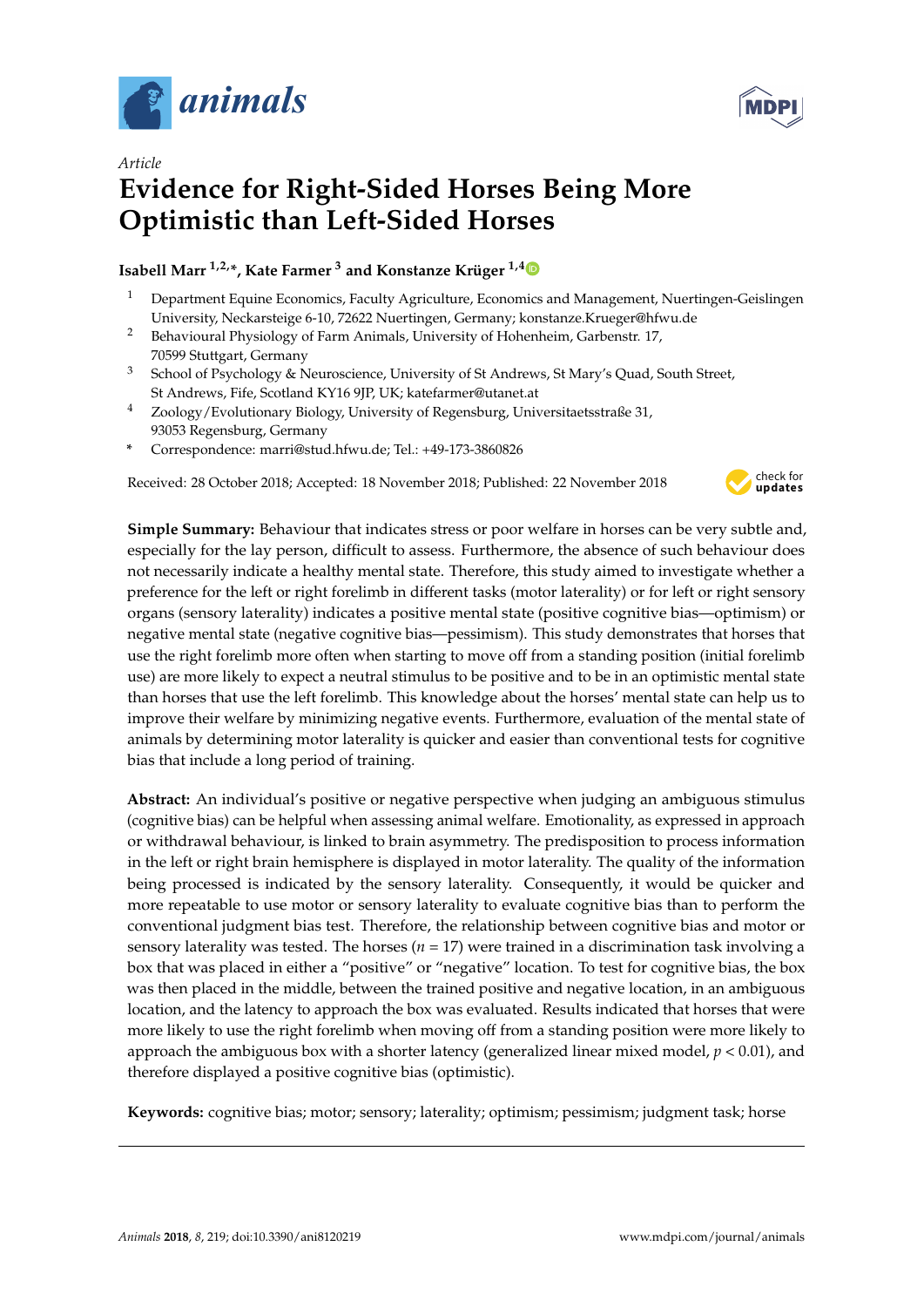*Article*

# Evidence for Right-Sided Horses Being More Optimistic than Left-Sided Horses

**Isabell Marr [1,2,*], Kate Farmer [3] and Konstanze Krüger [1,4]**

1. Department Equine Economics, Faculty Agriculture, Economics and Management, Nuertingen-Geislingen University, Neckarsteige 6-10, 72622 Nuertingen, Germany; konstanze.Krueger@hfwu.de
2. Behavioural Physiology of Farm Animals, University of Hohenheim, Garbenstr. 17, 70599 Stuttgart, Germany
3. School of Psychology & Neuroscience, University of St Andrews, St Mary's Quad, South Street, St Andrews, Fife, Scotland KY16 9JP, UK; katefarmer@utanet.at
4. Zoology/Evolutionary Biology, University of Regensburg, Universitaetsstraße 31, 93053 Regensburg, Germany

\* Correspondence: marri@stud.hfwu.de; Tel.: +49-173-3860826

Received: 28 October 2018; Accepted: 18 November 2018; Published: 22 November 2018

**Simple Summary:** Behaviour that indicates stress or poor welfare in horses can be very subtle and, especially for the lay person, difficult to assess. Furthermore, the absence of such behaviour does not necessarily indicate a healthy mental state. Therefore, this study aimed to investigate whether a preference for the left or right forelimb in different tasks (motor laterality) or for left or right sensory organs (sensory laterality) indicates a positive mental state (positive cognitive bias—optimism) or negative mental state (negative cognitive bias—pessimism). This study demonstrates that horses that use the right forelimb more often when starting to move off from a standing position (initial forelimb use) are more likely to expect a neutral stimulus to be positive and to be in an optimistic mental state than horses that use the left forelimb. This knowledge about the horses' mental state can help us to improve their welfare by minimizing negative events. Furthermore, evaluation of the mental state of animals by determining motor laterality is quicker and easier than conventional tests for cognitive bias that include a long period of training.

**Abstract:** An individual's positive or negative perspective when judging an ambiguous stimulus (cognitive bias) can be helpful when assessing animal welfare. Emotionality, as expressed in approach or withdrawal behaviour, is linked to brain asymmetry. The predisposition to process information in the left or right brain hemisphere is displayed in motor laterality. The quality of the information being processed is indicated by the sensory laterality. Consequently, it would be quicker and more repeatable to use motor or sensory laterality to evaluate cognitive bias than to perform the conventional judgment bias test. Therefore, the relationship between cognitive bias and motor or sensory laterality was tested. The horses ($n = 17$) were trained in a discrimination task involving a box that was placed in either a "positive" or "negative" location. To test for cognitive bias, the box was then placed in the middle, between the trained positive and negative location, in an ambiguous location, and the latency to approach the box was evaluated. Results indicated that horses that were more likely to use the right forelimb when moving off from a standing position were more likely to approach the ambiguous box with a shorter latency (generalized linear mixed model, $p < 0.01$), and therefore displayed a positive cognitive bias (optimistic).

**Keywords:** cognitive bias; motor; sensory; laterality; optimism; pessimism; judgment task; horse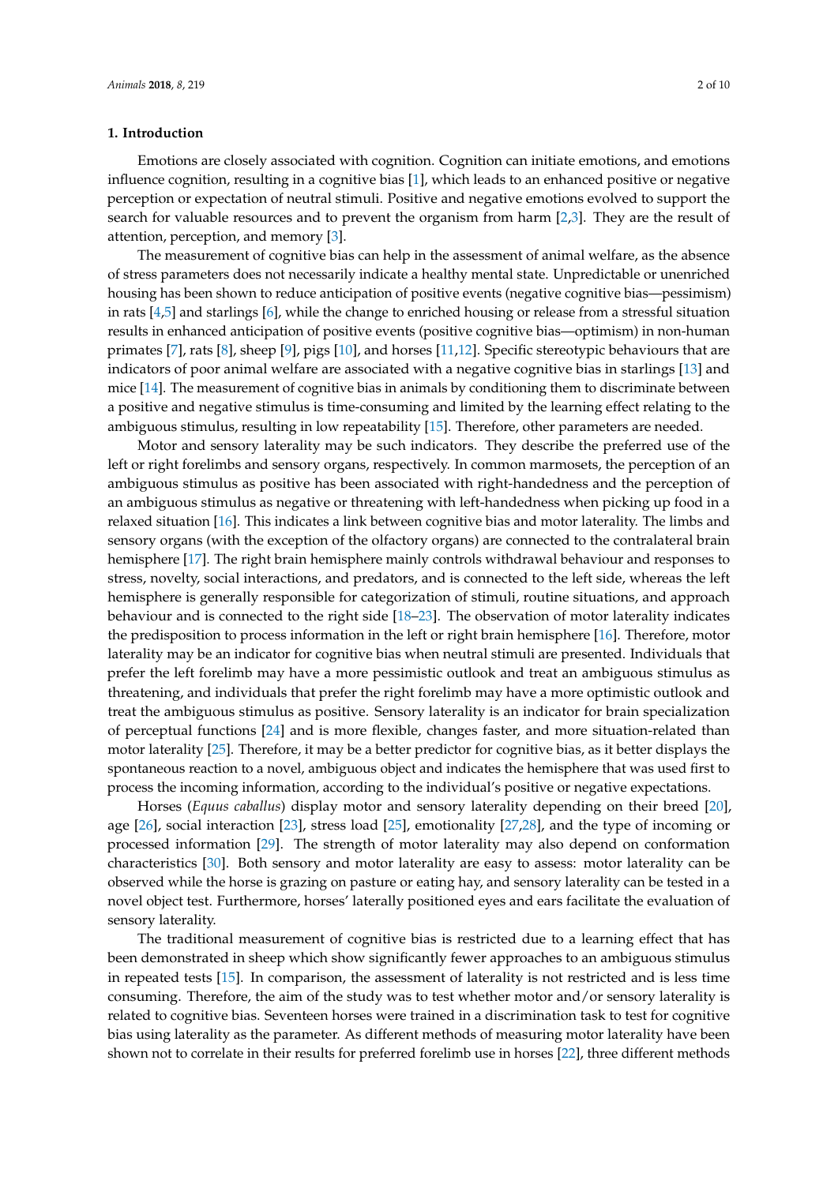## 1. Introduction

Emotions are closely associated with cognition. Cognition can initiate emotions, and emotions influence cognition, resulting in a cognitive bias [1], which leads to an enhanced positive or negative perception or expectation of neutral stimuli. Positive and negative emotions evolved to support the search for valuable resources and to prevent the organism from harm [2,3]. They are the result of attention, perception, and memory [3].

The measurement of cognitive bias can help in the assessment of animal welfare, as the absence of stress parameters does not necessarily indicate a healthy mental state. Unpredictable or unenriched housing has been shown to reduce anticipation of positive events (negative cognitive bias—pessimism) in rats [4,5] and starlings [6], while the change to enriched housing or release from a stressful situation results in enhanced anticipation of positive events (positive cognitive bias—optimism) in non-human primates [7], rats [8], sheep [9], pigs [10], and horses [11,12]. Specific stereotypic behaviours that are indicators of poor animal welfare are associated with a negative cognitive bias in starlings [13] and mice [14]. The measurement of cognitive bias in animals by conditioning them to discriminate between a positive and negative stimulus is time-consuming and limited by the learning effect relating to the ambiguous stimulus, resulting in low repeatability [15]. Therefore, other parameters are needed.

Motor and sensory laterality may be such indicators. They describe the preferred use of the left or right forelimbs and sensory organs, respectively. In common marmosets, the perception of an ambiguous stimulus as positive has been associated with right-handedness and the perception of an ambiguous stimulus as negative or threatening with left-handedness when picking up food in a relaxed situation [16]. This indicates a link between cognitive bias and motor laterality. The limbs and sensory organs (with the exception of the olfactory organs) are connected to the contralateral brain hemisphere [17]. The right brain hemisphere mainly controls withdrawal behaviour and responses to stress, novelty, social interactions, and predators, and is connected to the left side, whereas the left hemisphere is generally responsible for categorization of stimuli, routine situations, and approach behaviour and is connected to the right side [18–23]. The observation of motor laterality indicates the predisposition to process information in the left or right brain hemisphere [16]. Therefore, motor laterality may be an indicator for cognitive bias when neutral stimuli are presented. Individuals that prefer the left forelimb may have a more pessimistic outlook and treat an ambiguous stimulus as threatening, and individuals that prefer the right forelimb may have a more optimistic outlook and treat the ambiguous stimulus as positive. Sensory laterality is an indicator for brain specialization of perceptual functions [24] and is more flexible, changes faster, and more situation-related than motor laterality [25]. Therefore, it may be a better predictor for cognitive bias, as it better displays the spontaneous reaction to a novel, ambiguous object and indicates the hemisphere that was used first to process the incoming information, according to the individual's positive or negative expectations.

Horses (*Equus caballus*) display motor and sensory laterality depending on their breed [20], age [26], social interaction [23], stress load [25], emotionality [27,28], and the type of incoming or processed information [29]. The strength of motor laterality may also depend on conformation characteristics [30]. Both sensory and motor laterality are easy to assess: motor laterality can be observed while the horse is grazing on pasture or eating hay, and sensory laterality can be tested in a novel object test. Furthermore, horses' laterally positioned eyes and ears facilitate the evaluation of sensory laterality.

The traditional measurement of cognitive bias is restricted due to a learning effect that has been demonstrated in sheep which show significantly fewer approaches to an ambiguous stimulus in repeated tests [15]. In comparison, the assessment of laterality is not restricted and is less time consuming. Therefore, the aim of the study was to test whether motor and/or sensory laterality is related to cognitive bias. Seventeen horses were trained in a discrimination task to test for cognitive bias using laterality as the parameter. As different methods of measuring motor laterality have been shown not to correlate in their results for preferred forelimb use in horses [22], three different methods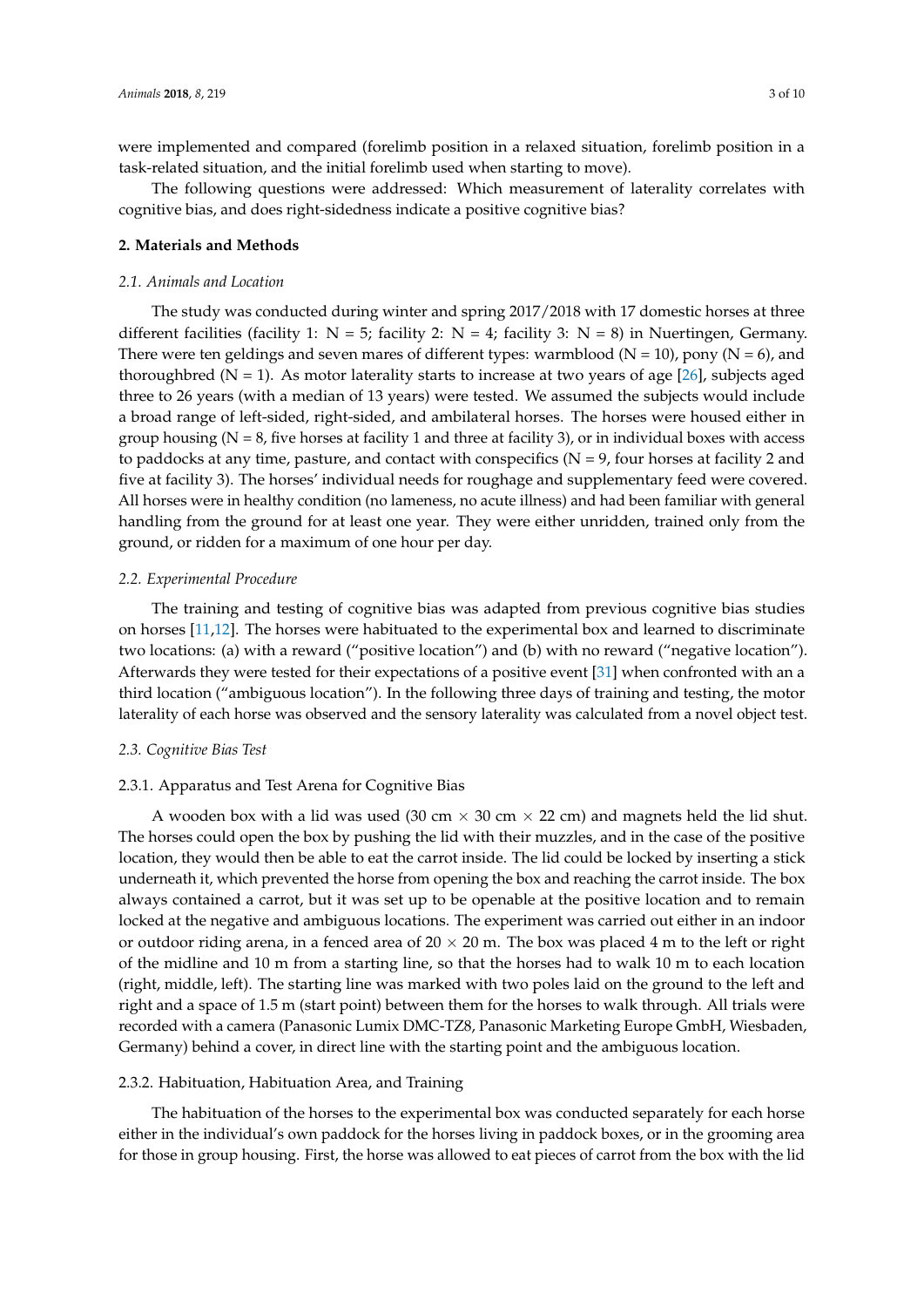were implemented and compared (forelimb position in a relaxed situation, forelimb position in a task-related situation, and the initial forelimb used when starting to move).

The following questions were addressed: Which measurement of laterality correlates with cognitive bias, and does right-sidedness indicate a positive cognitive bias?

## 2. Materials and Methods

### *2.1. Animals and Location*

The study was conducted during winter and spring 2017/2018 with 17 domestic horses at three different facilities (facility 1: N = 5; facility 2: N = 4; facility 3: N = 8) in Nuertingen, Germany. There were ten geldings and seven mares of different types: warmblood (N = 10), pony (N = 6), and thoroughbred (N = 1). As motor laterality starts to increase at two years of age [26], subjects aged three to 26 years (with a median of 13 years) were tested. We assumed the subjects would include a broad range of left-sided, right-sided, and ambilateral horses. The horses were housed either in group housing (N = 8, five horses at facility 1 and three at facility 3), or in individual boxes with access to paddocks at any time, pasture, and contact with conspecifics (N = 9, four horses at facility 2 and five at facility 3). The horses' individual needs for roughage and supplementary feed were covered. All horses were in healthy condition (no lameness, no acute illness) and had been familiar with general handling from the ground for at least one year. They were either unridden, trained only from the ground, or ridden for a maximum of one hour per day.

### *2.2. Experimental Procedure*

The training and testing of cognitive bias was adapted from previous cognitive bias studies on horses [11,12]. The horses were habituated to the experimental box and learned to discriminate two locations: (a) with a reward ("positive location") and (b) with no reward ("negative location"). Afterwards they were tested for their expectations of a positive event [31] when confronted with an a third location ("ambiguous location"). In the following three days of training and testing, the motor laterality of each horse was observed and the sensory laterality was calculated from a novel object test.

### *2.3. Cognitive Bias Test*

#### 2.3.1. Apparatus and Test Arena for Cognitive Bias

A wooden box with a lid was used (30 cm × 30 cm × 22 cm) and magnets held the lid shut. The horses could open the box by pushing the lid with their muzzles, and in the case of the positive location, they would then be able to eat the carrot inside. The lid could be locked by inserting a stick underneath it, which prevented the horse from opening the box and reaching the carrot inside. The box always contained a carrot, but it was set up to be openable at the positive location and to remain locked at the negative and ambiguous locations. The experiment was carried out either in an indoor or outdoor riding arena, in a fenced area of 20 × 20 m. The box was placed 4 m to the left or right of the midline and 10 m from a starting line, so that the horses had to walk 10 m to each location (right, middle, left). The starting line was marked with two poles laid on the ground to the left and right and a space of 1.5 m (start point) between them for the horses to walk through. All trials were recorded with a camera (Panasonic Lumix DMC-TZ8, Panasonic Marketing Europe GmbH, Wiesbaden, Germany) behind a cover, in direct line with the starting point and the ambiguous location.

#### 2.3.2. Habituation, Habituation Area, and Training

The habituation of the horses to the experimental box was conducted separately for each horse either in the individual's own paddock for the horses living in paddock boxes, or in the grooming area for those in group housing. First, the horse was allowed to eat pieces of carrot from the box with the lid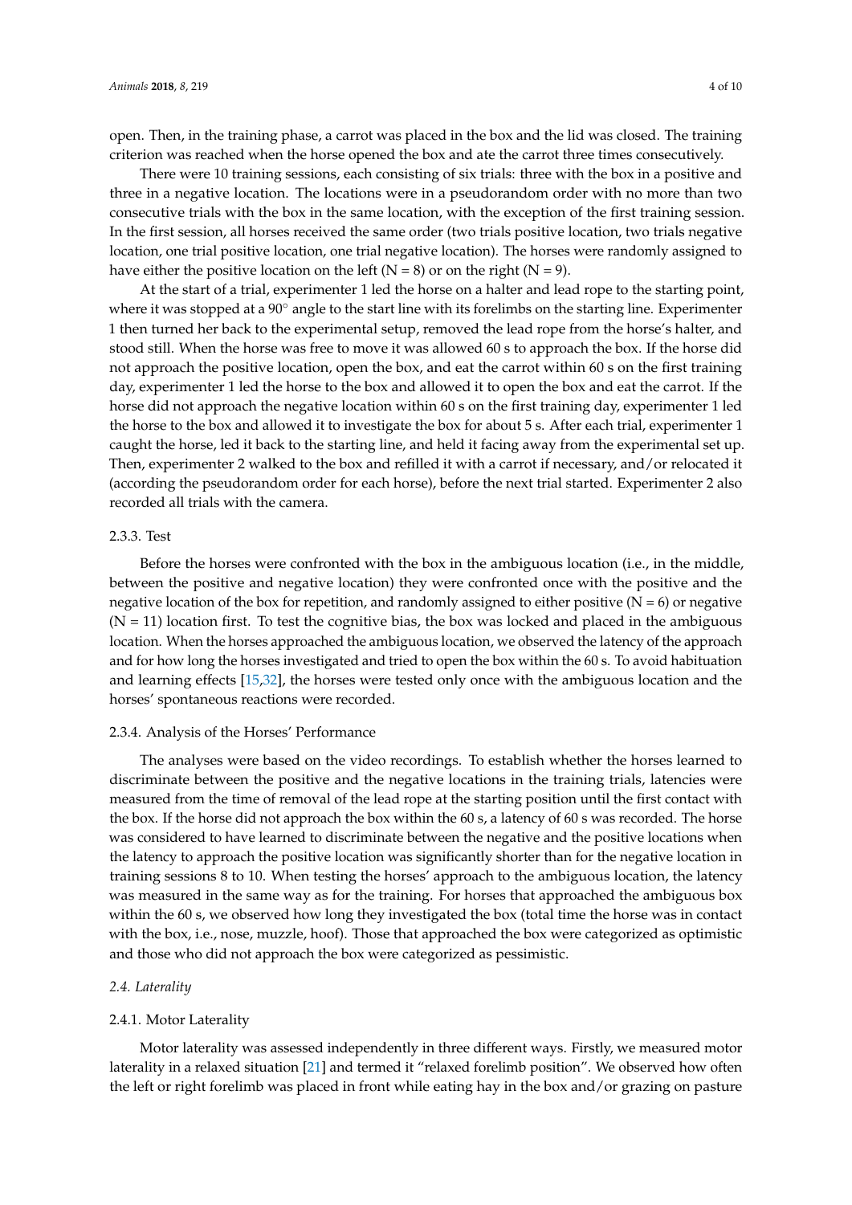open. Then, in the training phase, a carrot was placed in the box and the lid was closed. The training criterion was reached when the horse opened the box and ate the carrot three times consecutively.

There were 10 training sessions, each consisting of six trials: three with the box in a positive and three in a negative location. The locations were in a pseudorandom order with no more than two consecutive trials with the box in the same location, with the exception of the first training session. In the first session, all horses received the same order (two trials positive location, two trials negative location, one trial positive location, one trial negative location). The horses were randomly assigned to have either the positive location on the left (N = 8) or on the right (N = 9).

At the start of a trial, experimenter 1 led the horse on a halter and lead rope to the starting point, where it was stopped at a 90° angle to the start line with its forelimbs on the starting line. Experimenter 1 then turned her back to the experimental setup, removed the lead rope from the horse's halter, and stood still. When the horse was free to move it was allowed 60 s to approach the box. If the horse did not approach the positive location, open the box, and eat the carrot within 60 s on the first training day, experimenter 1 led the horse to the box and allowed it to open the box and eat the carrot. If the horse did not approach the negative location within 60 s on the first training day, experimenter 1 led the horse to the box and allowed it to investigate the box for about 5 s. After each trial, experimenter 1 caught the horse, led it back to the starting line, and held it facing away from the experimental set up. Then, experimenter 2 walked to the box and refilled it with a carrot if necessary, and/or relocated it (according the pseudorandom order for each horse), before the next trial started. Experimenter 2 also recorded all trials with the camera.

#### 2.3.3. Test

Before the horses were confronted with the box in the ambiguous location (i.e., in the middle, between the positive and negative location) they were confronted once with the positive and the negative location of the box for repetition, and randomly assigned to either positive (N = 6) or negative (N = 11) location first. To test the cognitive bias, the box was locked and placed in the ambiguous location. When the horses approached the ambiguous location, we observed the latency of the approach and for how long the horses investigated and tried to open the box within the 60 s. To avoid habituation and learning effects [15,32], the horses were tested only once with the ambiguous location and the horses' spontaneous reactions were recorded.

#### 2.3.4. Analysis of the Horses' Performance

The analyses were based on the video recordings. To establish whether the horses learned to discriminate between the positive and the negative locations in the training trials, latencies were measured from the time of removal of the lead rope at the starting position until the first contact with the box. If the horse did not approach the box within the 60 s, a latency of 60 s was recorded. The horse was considered to have learned to discriminate between the negative and the positive locations when the latency to approach the positive location was significantly shorter than for the negative location in training sessions 8 to 10. When testing the horses' approach to the ambiguous location, the latency was measured in the same way as for the training. For horses that approached the ambiguous box within the 60 s, we observed how long they investigated the box (total time the horse was in contact with the box, i.e., nose, muzzle, hoof). Those that approached the box were categorized as optimistic and those who did not approach the box were categorized as pessimistic.

### *2.4. Laterality*

#### 2.4.1. Motor Laterality

Motor laterality was assessed independently in three different ways. Firstly, we measured motor laterality in a relaxed situation [21] and termed it "relaxed forelimb position". We observed how often the left or right forelimb was placed in front while eating hay in the box and/or grazing on pasture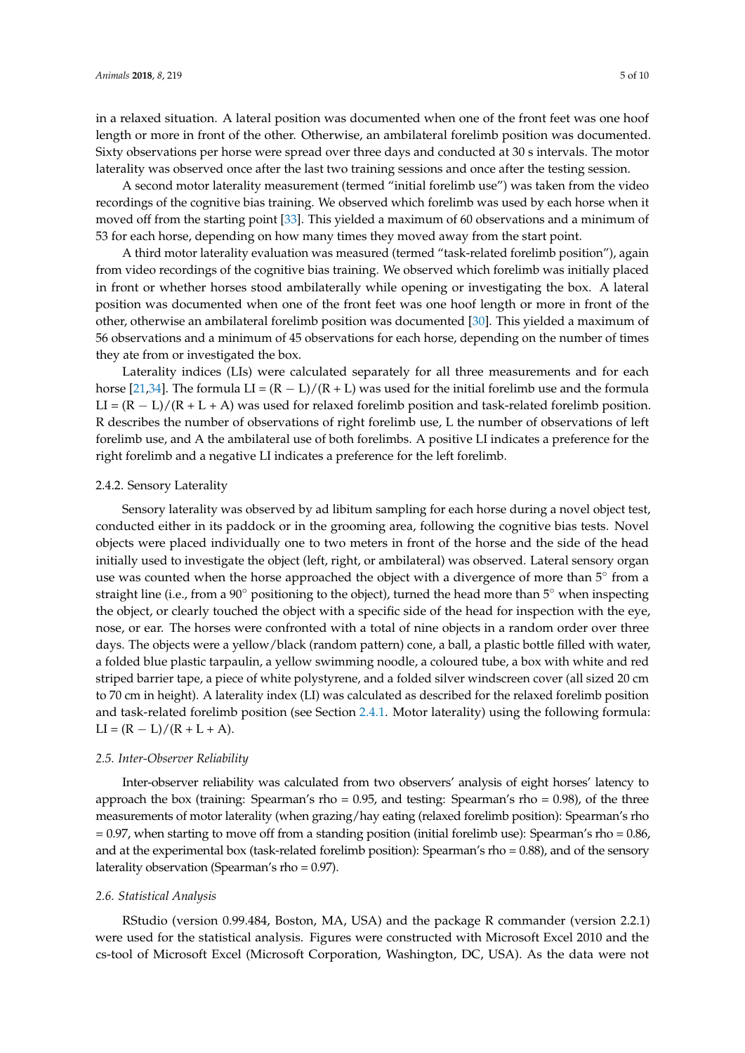in a relaxed situation. A lateral position was documented when one of the front feet was one hoof length or more in front of the other. Otherwise, an ambilateral forelimb position was documented. Sixty observations per horse were spread over three days and conducted at 30 s intervals. The motor laterality was observed once after the last two training sessions and once after the testing session.

A second motor laterality measurement (termed "initial forelimb use") was taken from the video recordings of the cognitive bias training. We observed which forelimb was used by each horse when it moved off from the starting point [33]. This yielded a maximum of 60 observations and a minimum of 53 for each horse, depending on how many times they moved away from the start point.

A third motor laterality evaluation was measured (termed "task-related forelimb position"), again from video recordings of the cognitive bias training. We observed which forelimb was initially placed in front or whether horses stood ambilaterally while opening or investigating the box. A lateral position was documented when one of the front feet was one hoof length or more in front of the other, otherwise an ambilateral forelimb position was documented [30]. This yielded a maximum of 56 observations and a minimum of 45 observations for each horse, depending on the number of times they ate from or investigated the box.

Laterality indices (LIs) were calculated separately for all three measurements and for each horse [21,34]. The formula $LI = (R - L)/(R + L)$ was used for the initial forelimb use and the formula $LI = (R - L)/(R + L + A)$ was used for relaxed forelimb position and task-related forelimb position. R describes the number of observations of right forelimb use, L the number of observations of left forelimb use, and A the ambilateral use of both forelimbs. A positive LI indicates a preference for the right forelimb and a negative LI indicates a preference for the left forelimb.

#### 2.4.2. Sensory Laterality

Sensory laterality was observed by ad libitum sampling for each horse during a novel object test, conducted either in its paddock or in the grooming area, following the cognitive bias tests. Novel objects were placed individually one to two meters in front of the horse and the side of the head initially used to investigate the object (left, right, or ambilateral) was observed. Lateral sensory organ use was counted when the horse approached the object with a divergence of more than 5° from a straight line (i.e., from a 90° positioning to the object), turned the head more than 5° when inspecting the object, or clearly touched the object with a specific side of the head for inspection with the eye, nose, or ear. The horses were confronted with a total of nine objects in a random order over three days. The objects were a yellow/black (random pattern) cone, a ball, a plastic bottle filled with water, a folded blue plastic tarpaulin, a yellow swimming noodle, a coloured tube, a box with white and red striped barrier tape, a piece of white polystyrene, and a folded silver windscreen cover (all sized 20 cm to 70 cm in height). A laterality index (LI) was calculated as described for the relaxed forelimb position and task-related forelimb position (see Section 2.4.1. Motor laterality) using the following formula: $LI = (R - L)/(R + L + A)$.

### *2.5. Inter-Observer Reliability*

Inter-observer reliability was calculated from two observers' analysis of eight horses' latency to approach the box (training: Spearman's rho = 0.95, and testing: Spearman's rho = 0.98), of the three measurements of motor laterality (when grazing/hay eating (relaxed forelimb position): Spearman's rho = 0.97, when starting to move off from a standing position (initial forelimb use): Spearman's rho = 0.86, and at the experimental box (task-related forelimb position): Spearman's rho = 0.88), and of the sensory laterality observation (Spearman's rho = 0.97).

### *2.6. Statistical Analysis*

RStudio (version 0.99.484, Boston, MA, USA) and the package R commander (version 2.2.1) were used for the statistical analysis. Figures were constructed with Microsoft Excel 2010 and the cs-tool of Microsoft Excel (Microsoft Corporation, Washington, DC, USA). As the data were not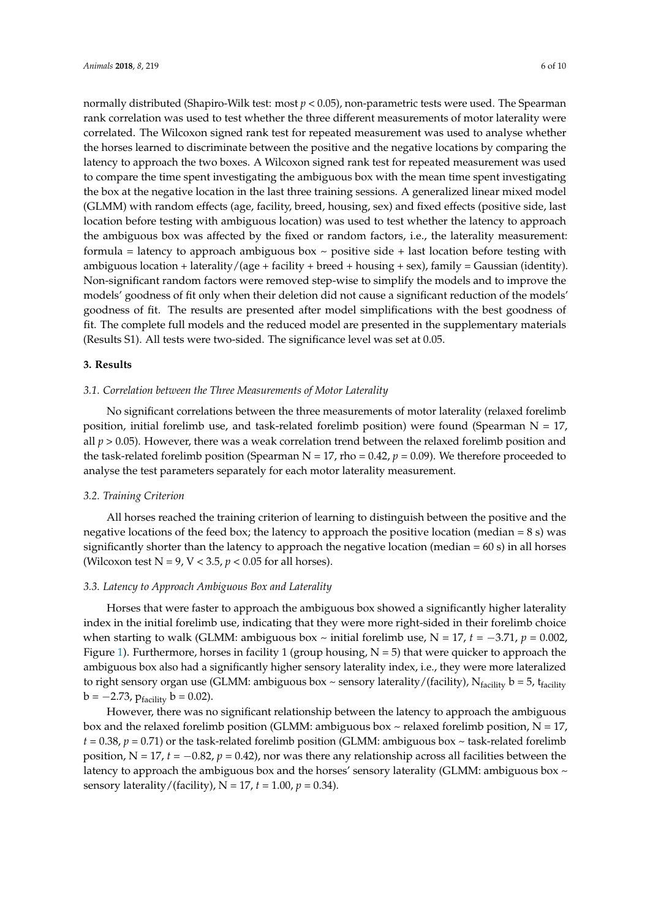normally distributed (Shapiro-Wilk test: most $p < 0.05$), non-parametric tests were used. The Spearman rank correlation was used to test whether the three different measurements of motor laterality were correlated. The Wilcoxon signed rank test for repeated measurement was used to analyse whether the horses learned to discriminate between the positive and the negative locations by comparing the latency to approach the two boxes. A Wilcoxon signed rank test for repeated measurement was used to compare the time spent investigating the ambiguous box with the mean time spent investigating the box at the negative location in the last three training sessions. A generalized linear mixed model (GLMM) with random effects (age, facility, breed, housing, sex) and fixed effects (positive side, last location before testing with ambiguous location) was used to test whether the latency to approach the ambiguous box was affected by the fixed or random factors, i.e., the laterality measurement: formula = latency to approach ambiguous box ~ positive side + last location before testing with ambiguous location + laterality/(age + facility + breed + housing + sex), family = Gaussian (identity). Non-significant random factors were removed step-wise to simplify the models and to improve the models' goodness of fit only when their deletion did not cause a significant reduction of the models' goodness of fit. The results are presented after model simplifications with the best goodness of fit. The complete full models and the reduced model are presented in the supplementary materials (Results S1). All tests were two-sided. The significance level was set at 0.05.

## 3. Results

### *3.1. Correlation between the Three Measurements of Motor Laterality*

No significant correlations between the three measurements of motor laterality (relaxed forelimb position, initial forelimb use, and task-related forelimb position) were found (Spearman $N = 17$, all $p > 0.05$). However, there was a weak correlation trend between the relaxed forelimb position and the task-related forelimb position (Spearman $N = 17$, rho = 0.42, $p = 0.09$). We therefore proceeded to analyse the test parameters separately for each motor laterality measurement.

### *3.2. Training Criterion*

All horses reached the training criterion of learning to distinguish between the positive and the negative locations of the feed box; the latency to approach the positive location (median = 8 s) was significantly shorter than the latency to approach the negative location (median = 60 s) in all horses (Wilcoxon test $N = 9$, $V < 3.5$, $p < 0.05$ for all horses).

### *3.3. Latency to Approach Ambiguous Box and Laterality*

Horses that were faster to approach the ambiguous box showed a significantly higher laterality index in the initial forelimb use, indicating that they were more right-sided in their forelimb choice when starting to walk (GLMM: ambiguous box ~ initial forelimb use, $N = 17$, $t = -3.71$, $p = 0.002$, Figure 1). Furthermore, horses in facility 1 (group housing, $N = 5$) that were quicker to approach the ambiguous box also had a significantly higher sensory laterality index, i.e., they were more lateralized to right sensory organ use (GLMM: ambiguous box ~ sensory laterality/(facility), $N_{facility}$ b = 5, $t_{facility}$ b = −2.73, $p_{facility}$ b = 0.02).

However, there was no significant relationship between the latency to approach the ambiguous box and the relaxed forelimb position (GLMM: ambiguous box ~ relaxed forelimb position, $N = 17$, $t = 0.38$, $p = 0.71$) or the task-related forelimb position (GLMM: ambiguous box ~ task-related forelimb position, $N = 17$, $t = -0.82$, $p = 0.42$), nor was there any relationship across all facilities between the latency to approach the ambiguous box and the horses' sensory laterality (GLMM: ambiguous box ~ sensory laterality/(facility), $N = 17$, $t = 1.00$, $p = 0.34$).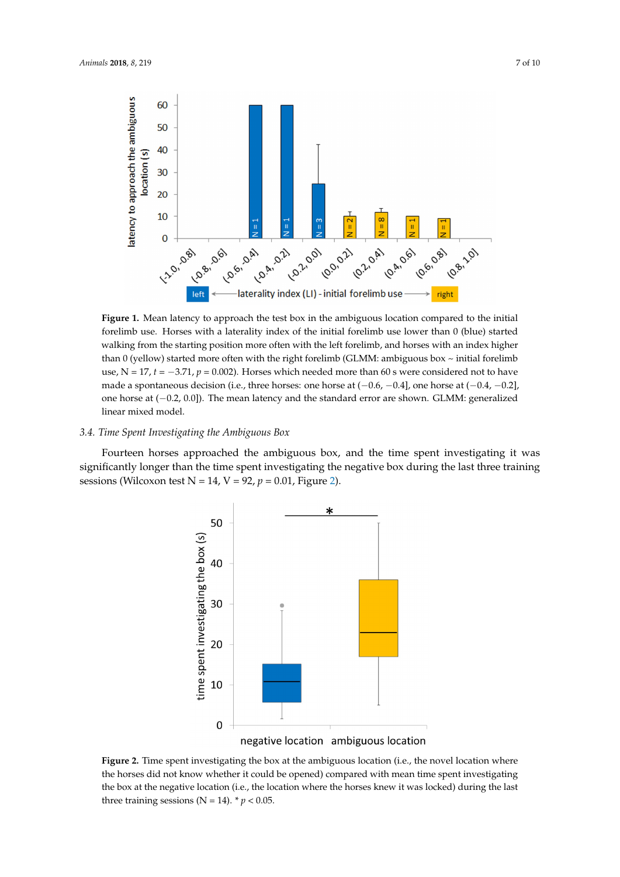**Figure 1.** Mean latency to approach the test box in the ambiguous location compared to the initial forelimb use. Horses with a laterality index of the initial forelimb use lower than 0 (blue) started walking from the starting position more often with the left forelimb, and horses with an index higher than 0 (yellow) started more often with the right forelimb (GLMM: ambiguous box ~ initial forelimb use, N = 17, $t = -3.71$, $p = 0.002$). Horses which needed more than 60 s were considered not to have made a spontaneous decision (i.e., three horses: one horse at (−0.6, −0.4], one horse at (−0.4, −0.2], one horse at (−0.2, 0.0]). The mean latency and the standard error are shown. GLMM: generalized linear mixed model.

### 3.4. Time Spent Investigating the Ambiguous Box

Fourteen horses approached the ambiguous box, and the time spent investigating it was significantly longer than the time spent investigating the negative box during the last three training sessions (Wilcoxon test N = 14, V = 92, $p = 0.01$, Figure 2).

**Figure 2.** Time spent investigating the box at the ambiguous location (i.e., the novel location where the horses did not know whether it could be opened) compared with mean time spent investigating the box at the negative location (i.e., the location where the horses knew it was locked) during the last three training sessions (N = 14). * $p < 0.05$.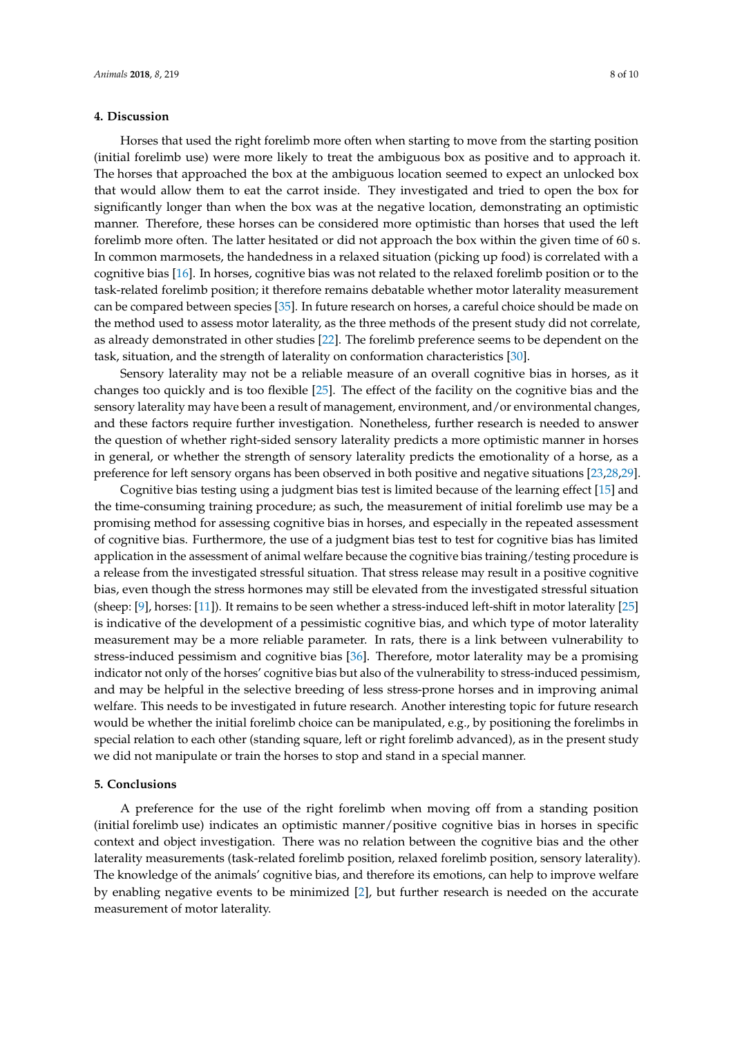## 4. Discussion

Horses that used the right forelimb more often when starting to move from the starting position (initial forelimb use) were more likely to treat the ambiguous box as positive and to approach it. The horses that approached the box at the ambiguous location seemed to expect an unlocked box that would allow them to eat the carrot inside. They investigated and tried to open the box for significantly longer than when the box was at the negative location, demonstrating an optimistic manner. Therefore, these horses can be considered more optimistic than horses that used the left forelimb more often. The latter hesitated or did not approach the box within the given time of 60 s. In common marmosets, the handedness in a relaxed situation (picking up food) is correlated with a cognitive bias [16]. In horses, cognitive bias was not related to the relaxed forelimb position or to the task-related forelimb position; it therefore remains debatable whether motor laterality measurement can be compared between species [35]. In future research on horses, a careful choice should be made on the method used to assess motor laterality, as the three methods of the present study did not correlate, as already demonstrated in other studies [22]. The forelimb preference seems to be dependent on the task, situation, and the strength of laterality on conformation characteristics [30].

Sensory laterality may not be a reliable measure of an overall cognitive bias in horses, as it changes too quickly and is too flexible [25]. The effect of the facility on the cognitive bias and the sensory laterality may have been a result of management, environment, and/or environmental changes, and these factors require further investigation. Nonetheless, further research is needed to answer the question of whether right-sided sensory laterality predicts a more optimistic manner in horses in general, or whether the strength of sensory laterality predicts the emotionality of a horse, as a preference for left sensory organs has been observed in both positive and negative situations [23,28,29].

Cognitive bias testing using a judgment bias test is limited because of the learning effect [15] and the time-consuming training procedure; as such, the measurement of initial forelimb use may be a promising method for assessing cognitive bias in horses, and especially in the repeated assessment of cognitive bias. Furthermore, the use of a judgment bias test to test for cognitive bias has limited application in the assessment of animal welfare because the cognitive bias training/testing procedure is a release from the investigated stressful situation. That stress release may result in a positive cognitive bias, even though the stress hormones may still be elevated from the investigated stressful situation (sheep: [9], horses: [11]). It remains to be seen whether a stress-induced left-shift in motor laterality [25] is indicative of the development of a pessimistic cognitive bias, and which type of motor laterality measurement may be a more reliable parameter. In rats, there is a link between vulnerability to stress-induced pessimism and cognitive bias [36]. Therefore, motor laterality may be a promising indicator not only of the horses' cognitive bias but also of the vulnerability to stress-induced pessimism, and may be helpful in the selective breeding of less stress-prone horses and in improving animal welfare. This needs to be investigated in future research. Another interesting topic for future research would be whether the initial forelimb choice can be manipulated, e.g., by positioning the forelimbs in special relation to each other (standing square, left or right forelimb advanced), as in the present study we did not manipulate or train the horses to stop and stand in a special manner.

## 5. Conclusions

A preference for the use of the right forelimb when moving off from a standing position (initial forelimb use) indicates an optimistic manner/positive cognitive bias in horses in specific context and object investigation. There was no relation between the cognitive bias and the other laterality measurements (task-related forelimb position, relaxed forelimb position, sensory laterality). The knowledge of the animals' cognitive bias, and therefore its emotions, can help to improve welfare by enabling negative events to be minimized [2], but further research is needed on the accurate measurement of motor laterality.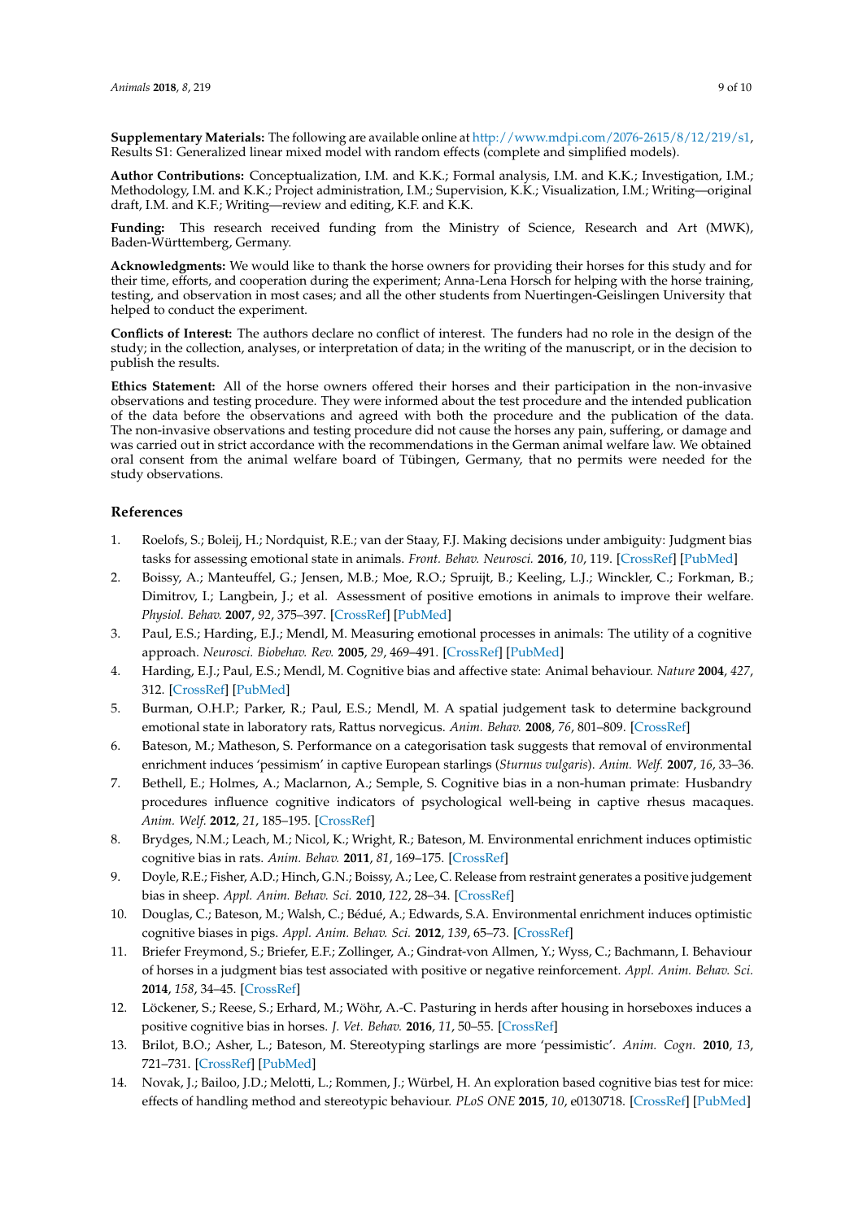**Supplementary Materials:** The following are available online at http://www.mdpi.com/2076-2615/8/12/219/s1, Results S1: Generalized linear mixed model with random effects (complete and simplified models).

**Author Contributions:** Conceptualization, I.M. and K.K.; Formal analysis, I.M. and K.K.; Investigation, I.M.; Methodology, I.M. and K.K.; Project administration, I.M.; Supervision, K.K.; Visualization, I.M.; Writing—original draft, I.M. and K.F.; Writing—review and editing, K.F. and K.K.

**Funding:** This research received funding from the Ministry of Science, Research and Art (MWK), Baden-Württemberg, Germany.

**Acknowledgments:** We would like to thank the horse owners for providing their horses for this study and for their time, efforts, and cooperation during the experiment; Anna-Lena Horsch for helping with the horse training, testing, and observation in most cases; and all the other students from Nuertingen-Geislingen University that helped to conduct the experiment.

**Conflicts of Interest:** The authors declare no conflict of interest. The funders had no role in the design of the study; in the collection, analyses, or interpretation of data; in the writing of the manuscript, or in the decision to publish the results.

**Ethics Statement:** All of the horse owners offered their horses and their participation in the non-invasive observations and testing procedure. They were informed about the test procedure and the intended publication of the data before the observations and agreed with both the procedure and the publication of the data. The non-invasive observations and testing procedure did not cause the horses any pain, suffering, or damage and was carried out in strict accordance with the recommendations in the German animal welfare law. We obtained oral consent from the animal welfare board of Tübingen, Germany, that no permits were needed for the study observations.

## References

1. Roelofs, S.; Boleij, H.; Nordquist, R.E.; van der Staay, F.J. Making decisions under ambiguity: Judgment bias tasks for assessing emotional state in animals. *Front. Behav. Neurosci.* **2016**, *10*, 119. [CrossRef] [PubMed]
2. Boissy, A.; Manteuffel, G.; Jensen, M.B.; Moe, R.O.; Spruijt, B.; Keeling, L.J.; Winckler, C.; Forkman, B.; Dimitrov, I.; Langbein, J.; et al. Assessment of positive emotions in animals to improve their welfare. *Physiol. Behav.* **2007**, *92*, 375–397. [CrossRef] [PubMed]
3. Paul, E.S.; Harding, E.J.; Mendl, M. Measuring emotional processes in animals: The utility of a cognitive approach. *Neurosci. Biobehav. Rev.* **2005**, *29*, 469–491. [CrossRef] [PubMed]
4. Harding, E.J.; Paul, E.S.; Mendl, M. Cognitive bias and affective state: Animal behaviour. *Nature* **2004**, *427*, 312. [CrossRef] [PubMed]
5. Burman, O.H.P.; Parker, R.; Paul, E.S.; Mendl, M. A spatial judgement task to determine background emotional state in laboratory rats, Rattus norvegicus. *Anim. Behav.* **2008**, *76*, 801–809. [CrossRef]
6. Bateson, M.; Matheson, S. Performance on a categorisation task suggests that removal of environmental enrichment induces 'pessimism' in captive European starlings (*Sturnus vulgaris*). *Anim. Welf.* **2007**, *16*, 33–36.
7. Bethell, E.; Holmes, A.; Maclarnon, A.; Semple, S. Cognitive bias in a non-human primate: Husbandry procedures influence cognitive indicators of psychological well-being in captive rhesus macaques. *Anim. Welf.* **2012**, *21*, 185–195. [CrossRef]
8. Brydges, N.M.; Leach, M.; Nicol, K.; Wright, R.; Bateson, M. Environmental enrichment induces optimistic cognitive bias in rats. *Anim. Behav.* **2011**, *81*, 169–175. [CrossRef]
9. Doyle, R.E.; Fisher, A.D.; Hinch, G.N.; Boissy, A.; Lee, C. Release from restraint generates a positive judgement bias in sheep. *Appl. Anim. Behav. Sci.* **2010**, *122*, 28–34. [CrossRef]
10. Douglas, C.; Bateson, M.; Walsh, C.; Bédué, A.; Edwards, S.A. Environmental enrichment induces optimistic cognitive biases in pigs. *Appl. Anim. Behav. Sci.* **2012**, *139*, 65–73. [CrossRef]
11. Briefer Freymond, S.; Briefer, E.F.; Zollinger, A.; Gindrat-von Allmen, Y.; Wyss, C.; Bachmann, I. Behaviour of horses in a judgment bias test associated with positive or negative reinforcement. *Appl. Anim. Behav. Sci.* **2014**, *158*, 34–45. [CrossRef]
12. Löckener, S.; Reese, S.; Erhard, M.; Wöhr, A.-C. Pasturing in herds after housing in horseboxes induces a positive cognitive bias in horses. *J. Vet. Behav.* **2016**, *11*, 50–55. [CrossRef]
13. Brilot, B.O.; Asher, L.; Bateson, M. Stereotyping starlings are more 'pessimistic'. *Anim. Cogn.* **2010**, *13*, 721–731. [CrossRef] [PubMed]
14. Novak, J.; Bailoo, J.D.; Melotti, L.; Rommen, J.; Würbel, H. An exploration based cognitive bias test for mice: effects of handling method and stereotypic behaviour. *PLoS ONE* **2015**, *10*, e0130718. [CrossRef] [PubMed]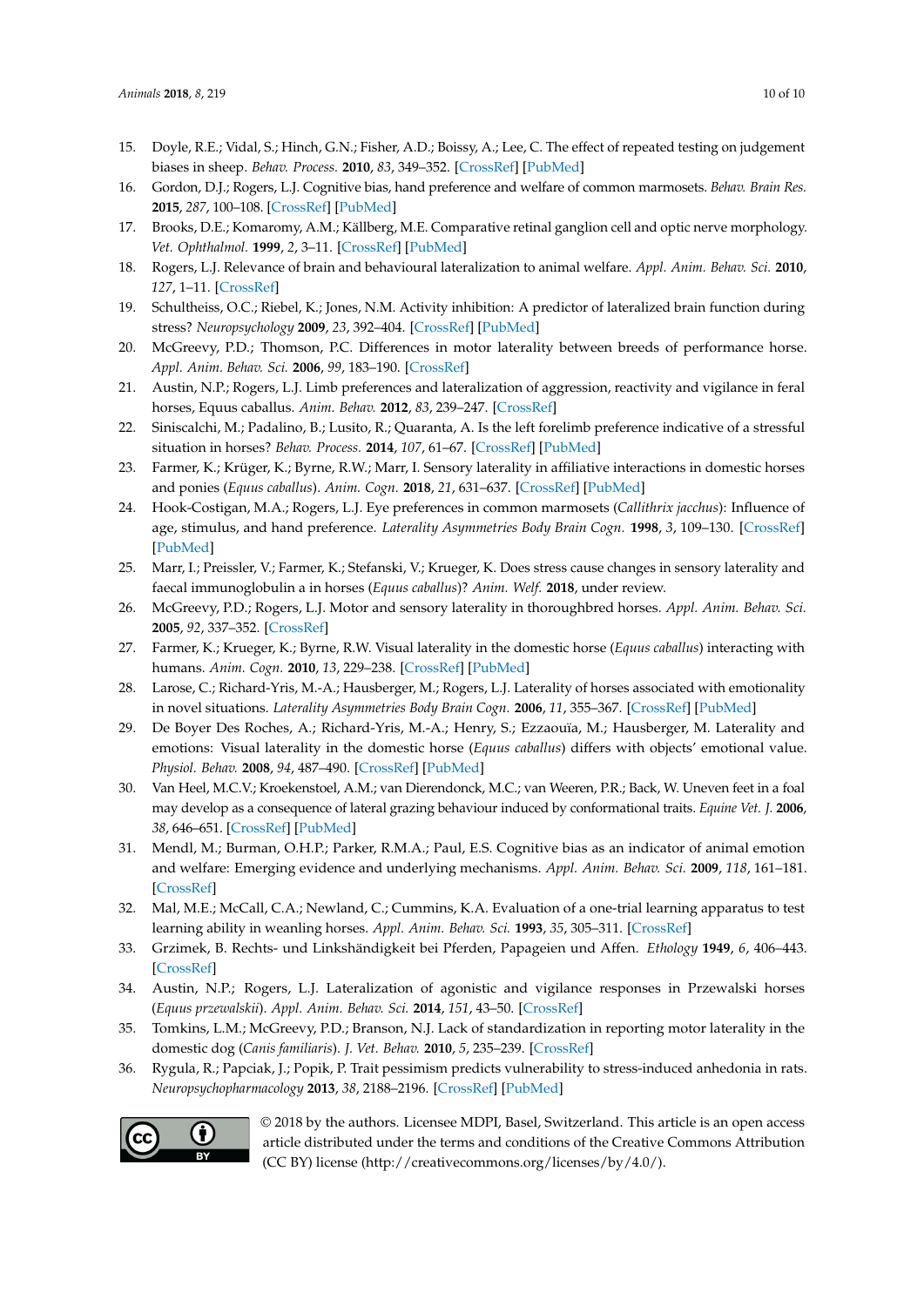15. Doyle, R.E.; Vidal, S.; Hinch, G.N.; Fisher, A.D.; Boissy, A.; Lee, C. The effect of repeated testing on judgement biases in sheep. *Behav. Process.* **2010**, *83*, 349–352. [CrossRef] [PubMed]
16. Gordon, D.J.; Rogers, L.J. Cognitive bias, hand preference and welfare of common marmosets. *Behav. Brain Res.* **2015**, *287*, 100–108. [CrossRef] [PubMed]
17. Brooks, D.E.; Komaromy, A.M.; Källberg, M.E. Comparative retinal ganglion cell and optic nerve morphology. *Vet. Ophthalmol.* **1999**, *2*, 3–11. [CrossRef] [PubMed]
18. Rogers, L.J. Relevance of brain and behavioural lateralization to animal welfare. *Appl. Anim. Behav. Sci.* **2010**, *127*, 1–11. [CrossRef]
19. Schultheiss, O.C.; Riebel, K.; Jones, N.M. Activity inhibition: A predictor of lateralized brain function during stress? *Neuropsychology* **2009**, *23*, 392–404. [CrossRef] [PubMed]
20. McGreevy, P.D.; Thomson, P.C. Differences in motor laterality between breeds of performance horse. *Appl. Anim. Behav. Sci.* **2006**, *99*, 183–190. [CrossRef]
21. Austin, N.P.; Rogers, L.J. Limb preferences and lateralization of aggression, reactivity and vigilance in feral horses, Equus caballus. *Anim. Behav.* **2012**, *83*, 239–247. [CrossRef]
22. Siniscalchi, M.; Padalino, B.; Lusito, R.; Quaranta, A. Is the left forelimb preference indicative of a stressful situation in horses? *Behav. Process.* **2014**, *107*, 61–67. [CrossRef] [PubMed]
23. Farmer, K.; Krüger, K.; Byrne, R.W.; Marr, I. Sensory laterality in affiliative interactions in domestic horses and ponies (*Equus caballus*). *Anim. Cogn.* **2018**, *21*, 631–637. [CrossRef] [PubMed]
24. Hook-Costigan, M.A.; Rogers, L.J. Eye preferences in common marmosets (*Callithrix jacchus*): Influence of age, stimulus, and hand preference. *Laterality Asymmetries Body Brain Cogn.* **1998**, *3*, 109–130. [CrossRef] [PubMed]
25. Marr, I.; Preissler, V.; Farmer, K.; Stefanski, V.; Krueger, K. Does stress cause changes in sensory laterality and faecal immunoglobulin a in horses (*Equus caballus*)? *Anim. Welf.* **2018**, under review.
26. McGreevy, P.D.; Rogers, L.J. Motor and sensory laterality in thoroughbred horses. *Appl. Anim. Behav. Sci.* **2005**, *92*, 337–352. [CrossRef]
27. Farmer, K.; Krueger, K.; Byrne, R.W. Visual laterality in the domestic horse (*Equus caballus*) interacting with humans. *Anim. Cogn.* **2010**, *13*, 229–238. [CrossRef] [PubMed]
28. Larose, C.; Richard-Yris, M.-A.; Hausberger, M.; Rogers, L.J. Laterality of horses associated with emotionality in novel situations. *Laterality Asymmetries Body Brain Cogn.* **2006**, *11*, 355–367. [CrossRef] [PubMed]
29. De Boyer Des Roches, A.; Richard-Yris, M.-A.; Henry, S.; Ezzaouïa, M.; Hausberger, M. Laterality and emotions: Visual laterality in the domestic horse (*Equus caballus*) differs with objects' emotional value. *Physiol. Behav.* **2008**, *94*, 487–490. [CrossRef] [PubMed]
30. Van Heel, M.C.V.; Kroekenstoel, A.M.; van Dierendonck, M.C.; van Weeren, P.R.; Back, W. Uneven feet in a foal may develop as a consequence of lateral grazing behaviour induced by conformational traits. *Equine Vet. J.* **2006**, *38*, 646–651. [CrossRef] [PubMed]
31. Mendl, M.; Burman, O.H.P.; Parker, R.M.A.; Paul, E.S. Cognitive bias as an indicator of animal emotion and welfare: Emerging evidence and underlying mechanisms. *Appl. Anim. Behav. Sci.* **2009**, *118*, 161–181. [CrossRef]
32. Mal, M.E.; McCall, C.A.; Newland, C.; Cummins, K.A. Evaluation of a one-trial learning apparatus to test learning ability in weanling horses. *Appl. Anim. Behav. Sci.* **1993**, *35*, 305–311. [CrossRef]
33. Grzimek, B. Rechts- und Linkshändigkeit bei Pferden, Papageien und Affen. *Ethology* **1949**, *6*, 406–443. [CrossRef]
34. Austin, N.P.; Rogers, L.J. Lateralization of agonistic and vigilance responses in Przewalski horses (*Equus przewalskii*). *Appl. Anim. Behav. Sci.* **2014**, *151*, 43–50. [CrossRef]
35. Tomkins, L.M.; McGreevy, P.D.; Branson, N.J. Lack of standardization in reporting motor laterality in the domestic dog (*Canis familiaris*). *J. Vet. Behav.* **2010**, *5*, 235–239. [CrossRef]
36. Rygula, R.; Papciak, J.; Popik, P. Trait pessimism predicts vulnerability to stress-induced anhedonia in rats. *Neuropsychopharmacology* **2013**, *38*, 2188–2196. [CrossRef] [PubMed]

© 2018 by the authors. Licensee MDPI, Basel, Switzerland. This article is an open access article distributed under the terms and conditions of the Creative Commons Attribution (CC BY) license (http://creativecommons.org/licenses/by/4.0/).